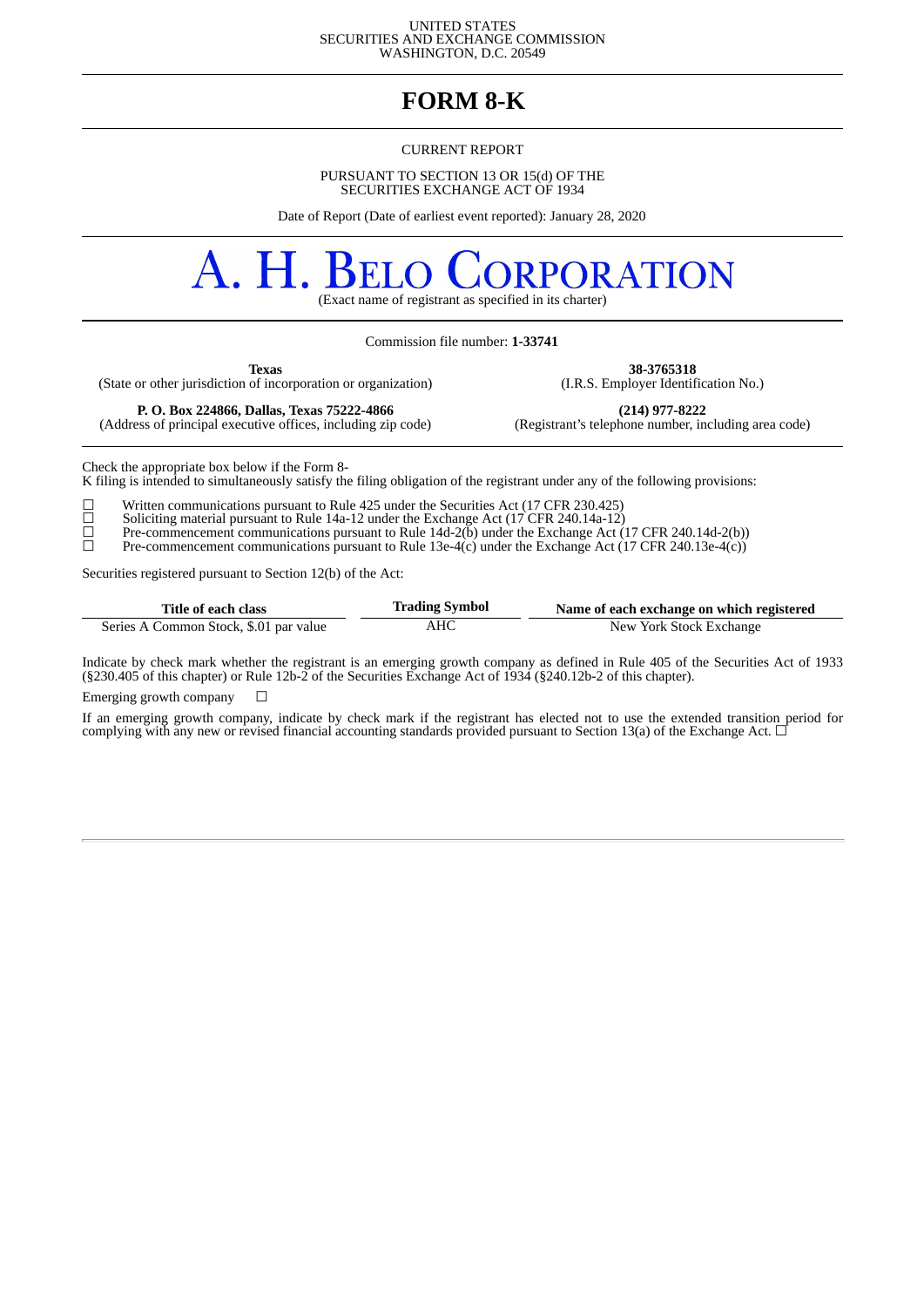UNITED STATES
SECURITIES AND EXCHANGE COMMISSION
WASHINGTON, D.C. 20549

# FORM 8-K

CURRENT REPORT

PURSUANT TO SECTION 13 OR 15(d) OF THE
SECURITIES EXCHANGE ACT OF 1934

Date of Report (Date of earliest event reported): January 28, 2020

# A. H. BELO CORPORATION

(Exact name of registrant as specified in its charter)

Commission file number: **1-33741**

| **Texas** | **38-3765318** |
|---|---|
| (State or other jurisdiction of incorporation or organization) | (I.R.S. Employer Identification No.) |
| **P. O. Box 224866, Dallas, Texas 75222-4866** | **(214) 977-8222** |
| (Address of principal executive offices, including zip code) | (Registrant's telephone number, including area code) |

Check the appropriate box below if the Form 8-K filing is intended to simultaneously satisfy the filing obligation of the registrant under any of the following provisions:

☐ Written communications pursuant to Rule 425 under the Securities Act (17 CFR 230.425)
☐ Soliciting material pursuant to Rule 14a-12 under the Exchange Act (17 CFR 240.14a-12)
☐ Pre-commencement communications pursuant to Rule 14d-2(b) under the Exchange Act (17 CFR 240.14d-2(b))
☐ Pre-commencement communications pursuant to Rule 13e-4(c) under the Exchange Act (17 CFR 240.13e-4(c))

Securities registered pursuant to Section 12(b) of the Act:

| Title of each class | Trading Symbol | Name of each exchange on which registered |
|---|---|---|
| Series A Common Stock, $.01 par value | AHC | New York Stock Exchange |

Indicate by check mark whether the registrant is an emerging growth company as defined in Rule 405 of the Securities Act of 1933 (§230.405 of this chapter) or Rule 12b-2 of the Securities Exchange Act of 1934 (§240.12b-2 of this chapter).

Emerging growth company ☐

If an emerging growth company, indicate by check mark if the registrant has elected not to use the extended transition period for complying with any new or revised financial accounting standards provided pursuant to Section 13(a) of the Exchange Act. ☐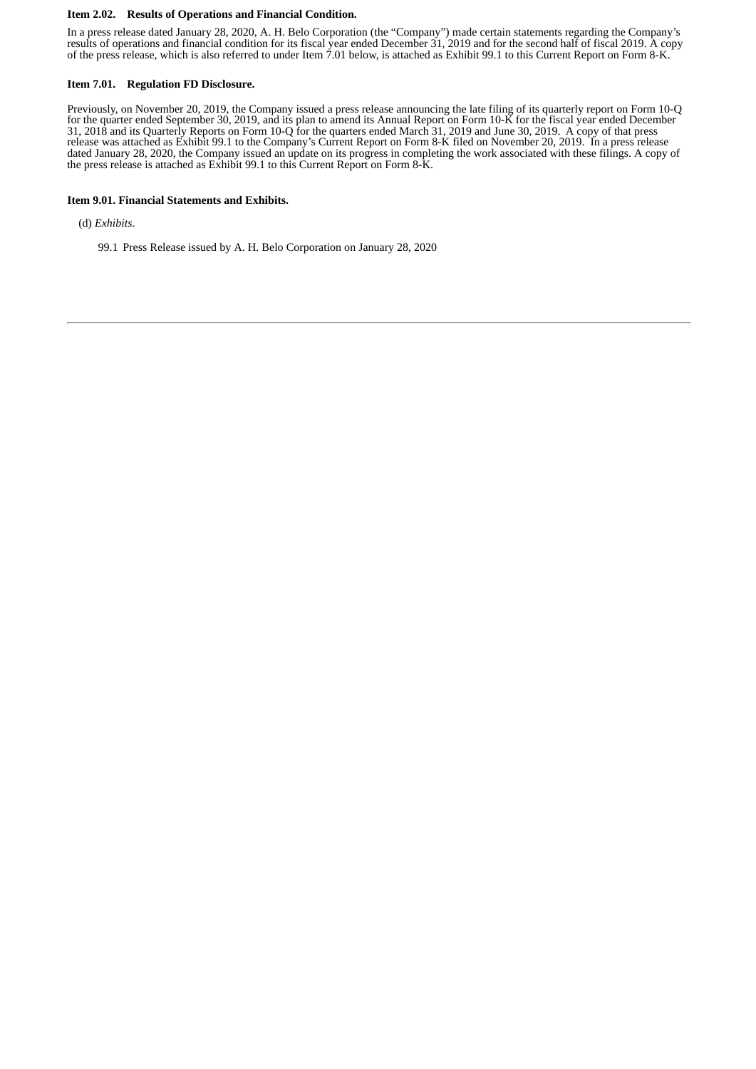**Item 2.02. Results of Operations and Financial Condition.**

In a press release dated January 28, 2020, A. H. Belo Corporation (the "Company") made certain statements regarding the Company's results of operations and financial condition for its fiscal year ended December 31, 2019 and for the second half of fiscal 2019. A copy of the press release, which is also referred to under Item 7.01 below, is attached as Exhibit 99.1 to this Current Report on Form 8-K.

**Item 7.01. Regulation FD Disclosure.**

Previously, on November 20, 2019, the Company issued a press release announcing the late filing of its quarterly report on Form 10-Q for the quarter ended September 30, 2019, and its plan to amend its Annual Report on Form 10-K for the fiscal year ended December 31, 2018 and its Quarterly Reports on Form 10-Q for the quarters ended March 31, 2019 and June 30, 2019. A copy of that press release was attached as Exhibit 99.1 to the Company's Current Report on Form 8-K filed on November 20, 2019. In a press release dated January 28, 2020, the Company issued an update on its progress in completing the work associated with these filings. A copy of the press release is attached as Exhibit 99.1 to this Current Report on Form 8-K.

**Item 9.01. Financial Statements and Exhibits.**

(d) *Exhibits*.

99.1 Press Release issued by A. H. Belo Corporation on January 28, 2020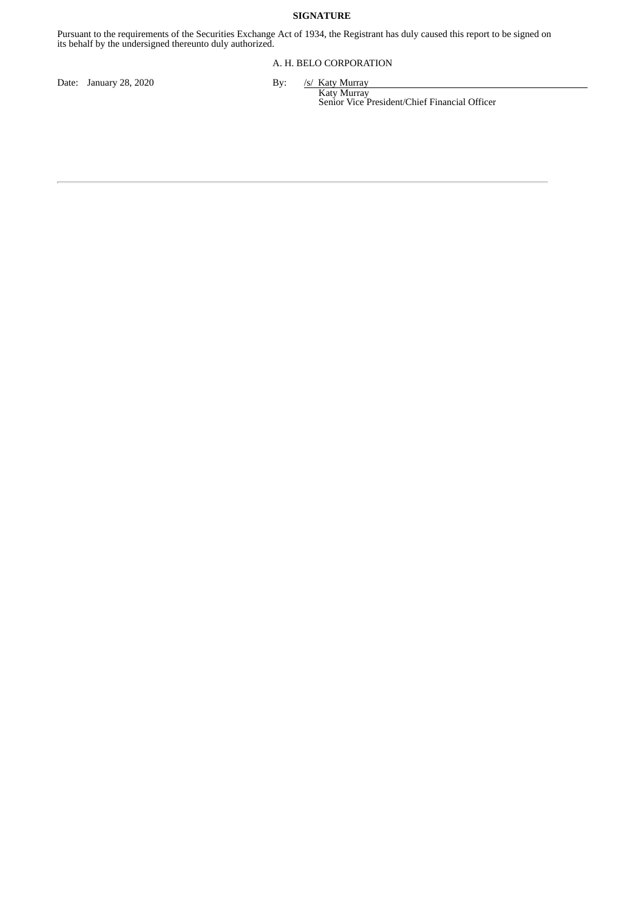**SIGNATURE**

Pursuant to the requirements of the Securities Exchange Act of 1934, the Registrant has duly caused this report to be signed on its behalf by the undersigned thereunto duly authorized.

A. H. BELO CORPORATION

Date: January 28, 2020

By: /s/ Katy Murray
Katy Murray
Senior Vice President/Chief Financial Officer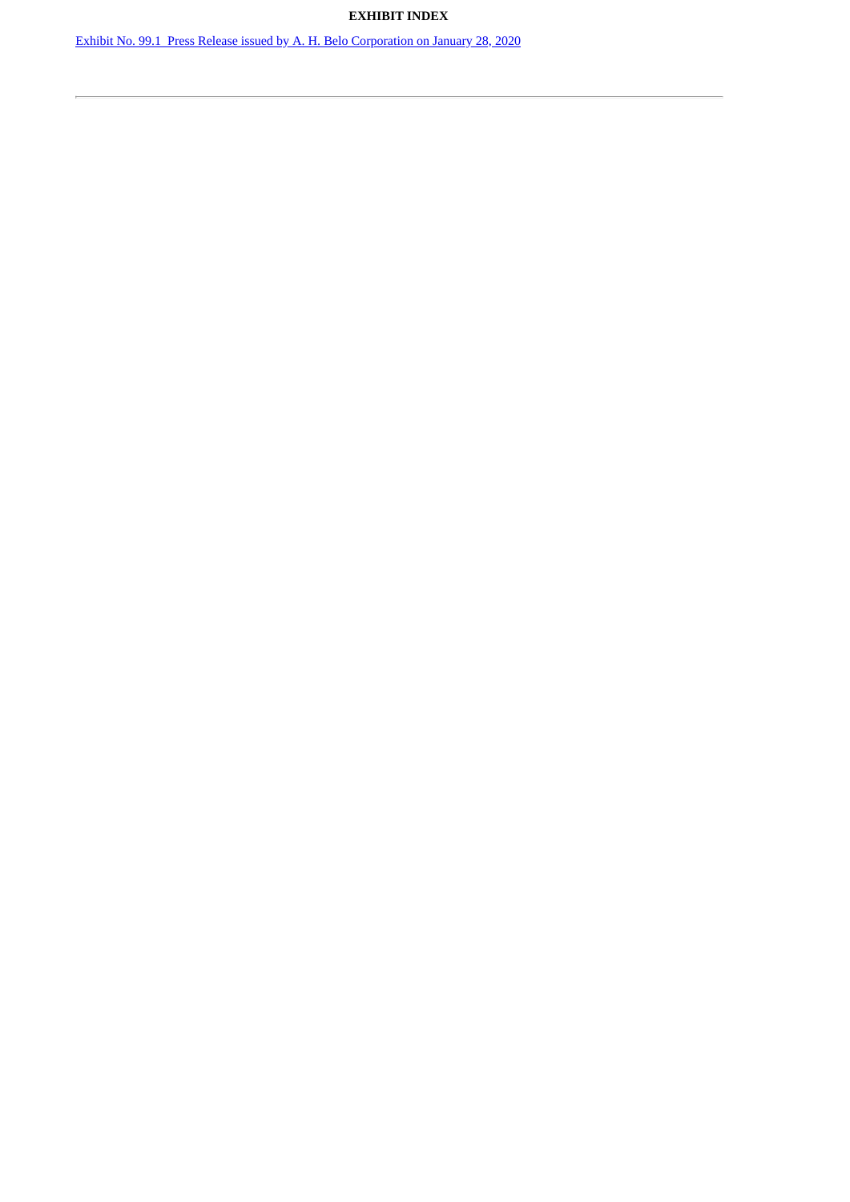**EXHIBIT INDEX**

Exhibit No. 99.1  Press Release issued by A. H. Belo Corporation on January 28, 2020

---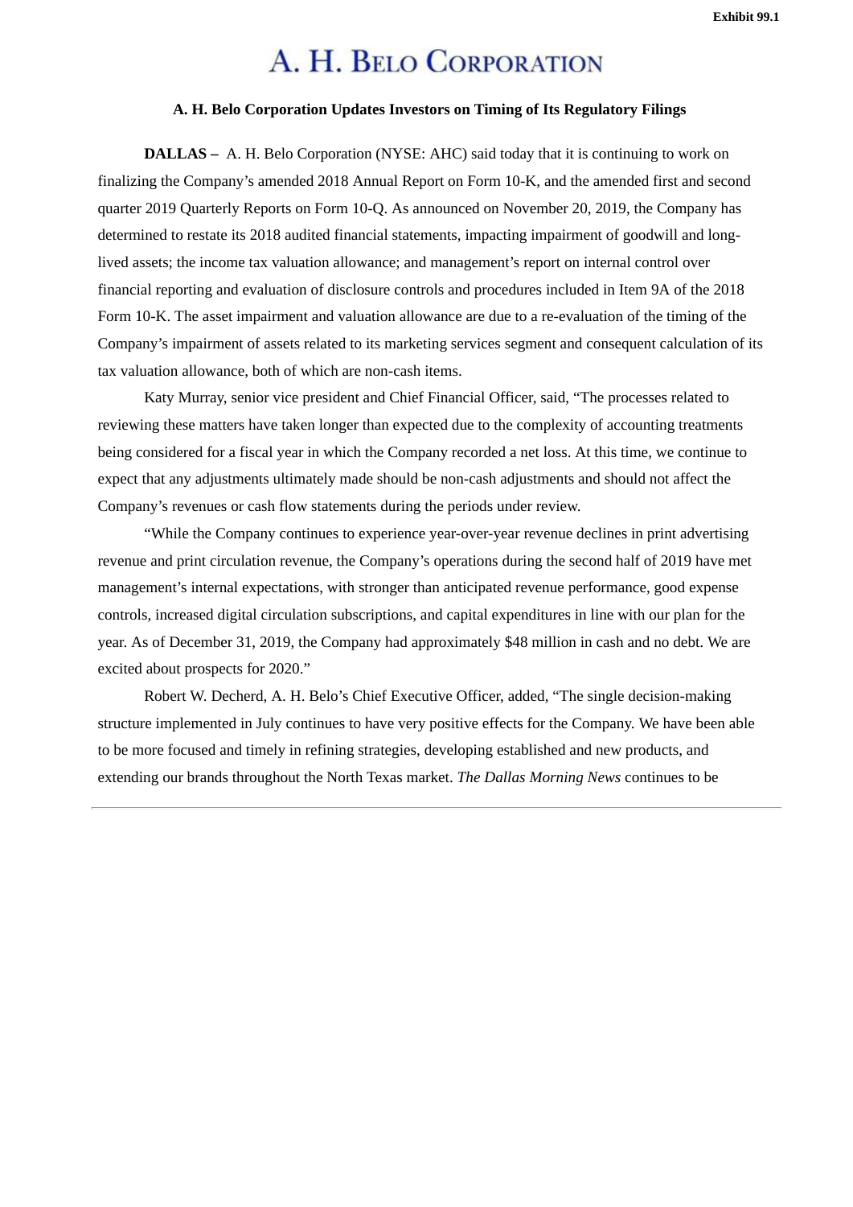Exhibit 99.1

# A. H. Belo Corporation

**A. H. Belo Corporation Updates Investors on Timing of Its Regulatory Filings**

**DALLAS –** A. H. Belo Corporation (NYSE: AHC) said today that it is continuing to work on finalizing the Company's amended 2018 Annual Report on Form 10-K, and the amended first and second quarter 2019 Quarterly Reports on Form 10-Q. As announced on November 20, 2019, the Company has determined to restate its 2018 audited financial statements, impacting impairment of goodwill and long-lived assets; the income tax valuation allowance; and management's report on internal control over financial reporting and evaluation of disclosure controls and procedures included in Item 9A of the 2018 Form 10-K. The asset impairment and valuation allowance are due to a re-evaluation of the timing of the Company's impairment of assets related to its marketing services segment and consequent calculation of its tax valuation allowance, both of which are non-cash items.

Katy Murray, senior vice president and Chief Financial Officer, said, "The processes related to reviewing these matters have taken longer than expected due to the complexity of accounting treatments being considered for a fiscal year in which the Company recorded a net loss. At this time, we continue to expect that any adjustments ultimately made should be non-cash adjustments and should not affect the Company's revenues or cash flow statements during the periods under review.

"While the Company continues to experience year-over-year revenue declines in print advertising revenue and print circulation revenue, the Company's operations during the second half of 2019 have met management's internal expectations, with stronger than anticipated revenue performance, good expense controls, increased digital circulation subscriptions, and capital expenditures in line with our plan for the year. As of December 31, 2019, the Company had approximately $48 million in cash and no debt. We are excited about prospects for 2020."

Robert W. Decherd, A. H. Belo's Chief Executive Officer, added, "The single decision-making structure implemented in July continues to have very positive effects for the Company. We have been able to be more focused and timely in refining strategies, developing established and new products, and extending our brands throughout the North Texas market. *The Dallas Morning News* continues to be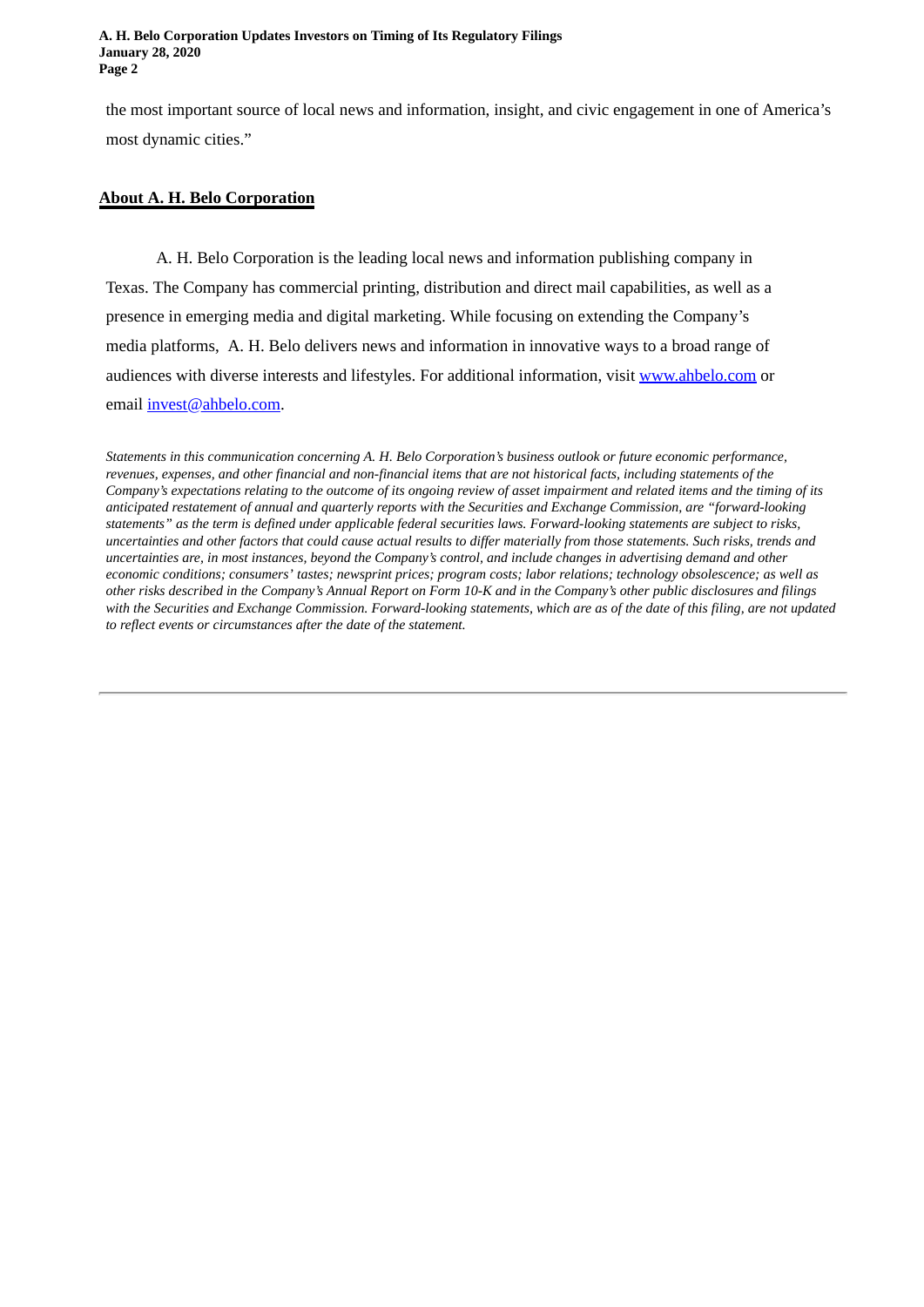the most important source of local news and information, insight, and civic engagement in one of America's most dynamic cities."

## About A. H. Belo Corporation

A. H. Belo Corporation is the leading local news and information publishing company in Texas. The Company has commercial printing, distribution and direct mail capabilities, as well as a presence in emerging media and digital marketing. While focusing on extending the Company's media platforms, A. H. Belo delivers news and information in innovative ways to a broad range of audiences with diverse interests and lifestyles. For additional information, visit www.ahbelo.com or email invest@ahbelo.com.

*Statements in this communication concerning A. H. Belo Corporation's business outlook or future economic performance, revenues, expenses, and other financial and non-financial items that are not historical facts, including statements of the Company's expectations relating to the outcome of its ongoing review of asset impairment and related items and the timing of its anticipated restatement of annual and quarterly reports with the Securities and Exchange Commission, are "forward-looking statements" as the term is defined under applicable federal securities laws. Forward-looking statements are subject to risks, uncertainties and other factors that could cause actual results to differ materially from those statements. Such risks, trends and uncertainties are, in most instances, beyond the Company's control, and include changes in advertising demand and other economic conditions; consumers' tastes; newsprint prices; program costs; labor relations; technology obsolescence; as well as other risks described in the Company's Annual Report on Form 10-K and in the Company's other public disclosures and filings with the Securities and Exchange Commission. Forward-looking statements, which are as of the date of this filing, are not updated to reflect events or circumstances after the date of the statement.*